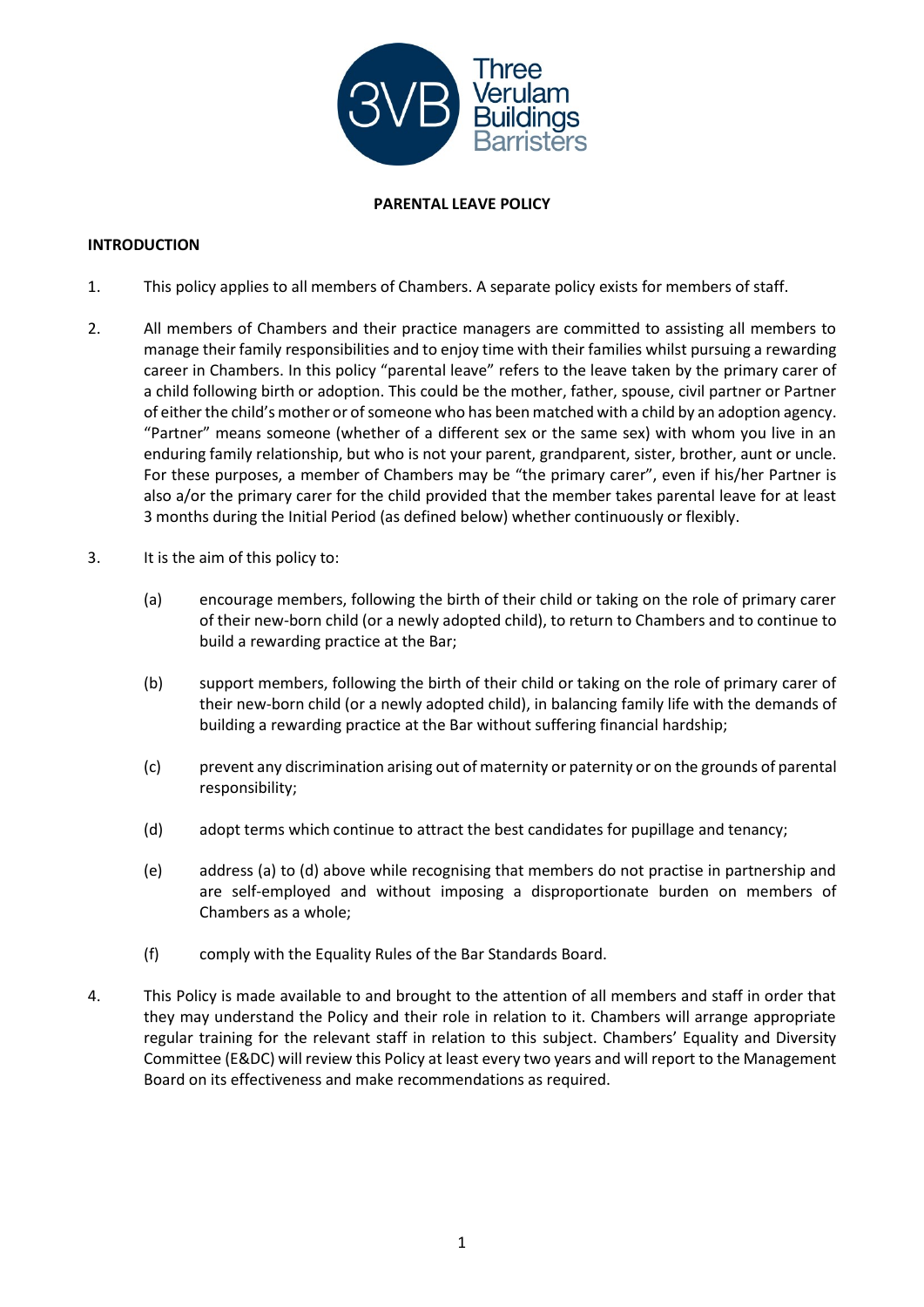**PARENTAL LEAVE POLICY**

**INTRODUCTION**

1. This policy applies to all members of Chambers. A separate policy exists for members of staff.

2. All members of Chambers and their practice managers are committed to assisting all members to manage their family responsibilities and to enjoy time with their families whilst pursuing a rewarding career in Chambers. In this policy "parental leave" refers to the leave taken by the primary carer of a child following birth or adoption. This could be the mother, father, spouse, civil partner or Partner of either the child's mother or of someone who has been matched with a child by an adoption agency. "Partner" means someone (whether of a different sex or the same sex) with whom you live in an enduring family relationship, but who is not your parent, grandparent, sister, brother, aunt or uncle. For these purposes, a member of Chambers may be "the primary carer", even if his/her Partner is also a/or the primary carer for the child provided that the member takes parental leave for at least 3 months during the Initial Period (as defined below) whether continuously or flexibly.

3. It is the aim of this policy to:

   (a) encourage members, following the birth of their child or taking on the role of primary carer of their new-born child (or a newly adopted child), to return to Chambers and to continue to build a rewarding practice at the Bar;

   (b) support members, following the birth of their child or taking on the role of primary carer of their new-born child (or a newly adopted child), in balancing family life with the demands of building a rewarding practice at the Bar without suffering financial hardship;

   (c) prevent any discrimination arising out of maternity or paternity or on the grounds of parental responsibility;

   (d) adopt terms which continue to attract the best candidates for pupillage and tenancy;

   (e) address (a) to (d) above while recognising that members do not practise in partnership and are self-employed and without imposing a disproportionate burden on members of Chambers as a whole;

   (f) comply with the Equality Rules of the Bar Standards Board.

4. This Policy is made available to and brought to the attention of all members and staff in order that they may understand the Policy and their role in relation to it. Chambers will arrange appropriate regular training for the relevant staff in relation to this subject. Chambers' Equality and Diversity Committee (E&DC) will review this Policy at least every two years and will report to the Management Board on its effectiveness and make recommendations as required.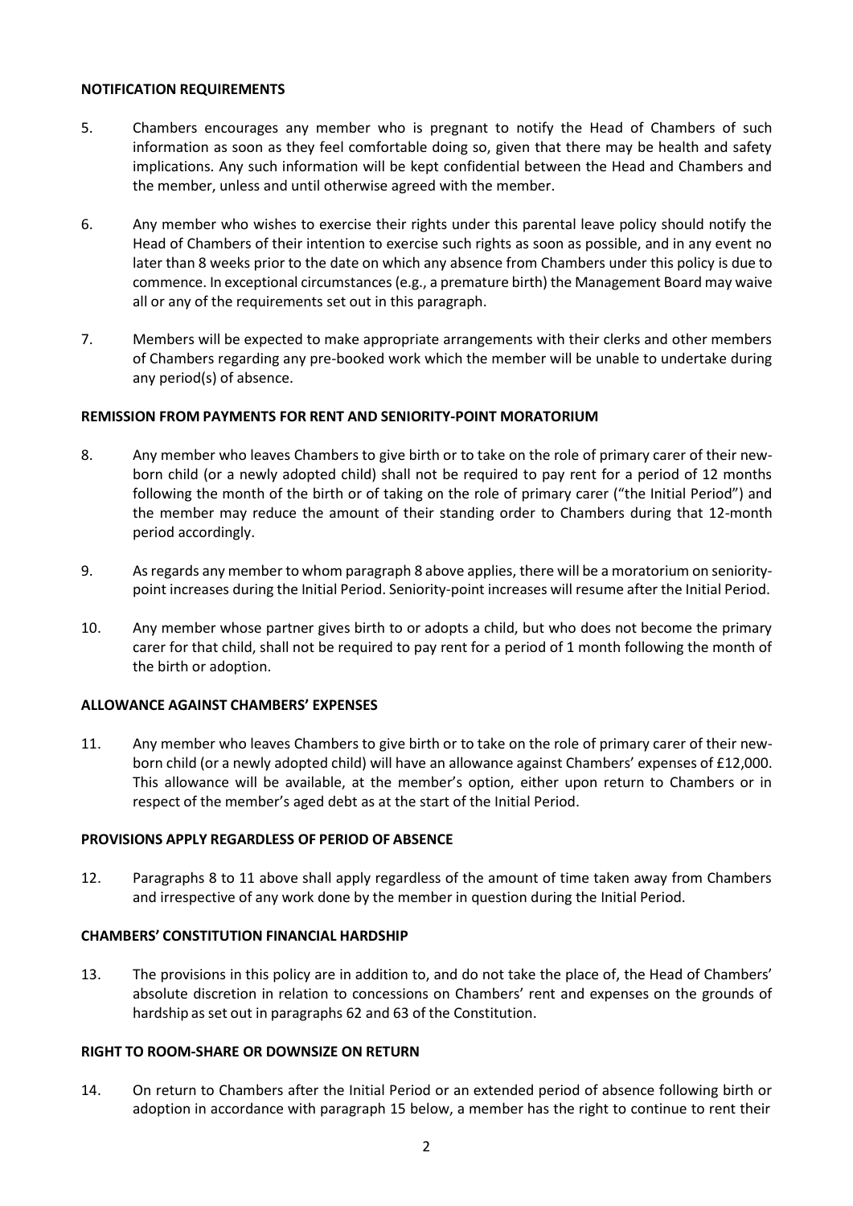## NOTIFICATION REQUIREMENTS

5. Chambers encourages any member who is pregnant to notify the Head of Chambers of such information as soon as they feel comfortable doing so, given that there may be health and safety implications. Any such information will be kept confidential between the Head and Chambers and the member, unless and until otherwise agreed with the member.

6. Any member who wishes to exercise their rights under this parental leave policy should notify the Head of Chambers of their intention to exercise such rights as soon as possible, and in any event no later than 8 weeks prior to the date on which any absence from Chambers under this policy is due to commence. In exceptional circumstances (e.g., a premature birth) the Management Board may waive all or any of the requirements set out in this paragraph.

7. Members will be expected to make appropriate arrangements with their clerks and other members of Chambers regarding any pre-booked work which the member will be unable to undertake during any period(s) of absence.

## REMISSION FROM PAYMENTS FOR RENT AND SENIORITY-POINT MORATORIUM

8. Any member who leaves Chambers to give birth or to take on the role of primary carer of their new-born child (or a newly adopted child) shall not be required to pay rent for a period of 12 months following the month of the birth or of taking on the role of primary carer ("the Initial Period") and the member may reduce the amount of their standing order to Chambers during that 12-month period accordingly.

9. As regards any member to whom paragraph 8 above applies, there will be a moratorium on seniority-point increases during the Initial Period. Seniority-point increases will resume after the Initial Period.

10. Any member whose partner gives birth to or adopts a child, but who does not become the primary carer for that child, shall not be required to pay rent for a period of 1 month following the month of the birth or adoption.

## ALLOWANCE AGAINST CHAMBERS' EXPENSES

11. Any member who leaves Chambers to give birth or to take on the role of primary carer of their new-born child (or a newly adopted child) will have an allowance against Chambers' expenses of £12,000. This allowance will be available, at the member's option, either upon return to Chambers or in respect of the member's aged debt as at the start of the Initial Period.

## PROVISIONS APPLY REGARDLESS OF PERIOD OF ABSENCE

12. Paragraphs 8 to 11 above shall apply regardless of the amount of time taken away from Chambers and irrespective of any work done by the member in question during the Initial Period.

## CHAMBERS' CONSTITUTION FINANCIAL HARDSHIP

13. The provisions in this policy are in addition to, and do not take the place of, the Head of Chambers' absolute discretion in relation to concessions on Chambers' rent and expenses on the grounds of hardship as set out in paragraphs 62 and 63 of the Constitution.

## RIGHT TO ROOM-SHARE OR DOWNSIZE ON RETURN

14. On return to Chambers after the Initial Period or an extended period of absence following birth or adoption in accordance with paragraph 15 below, a member has the right to continue to rent their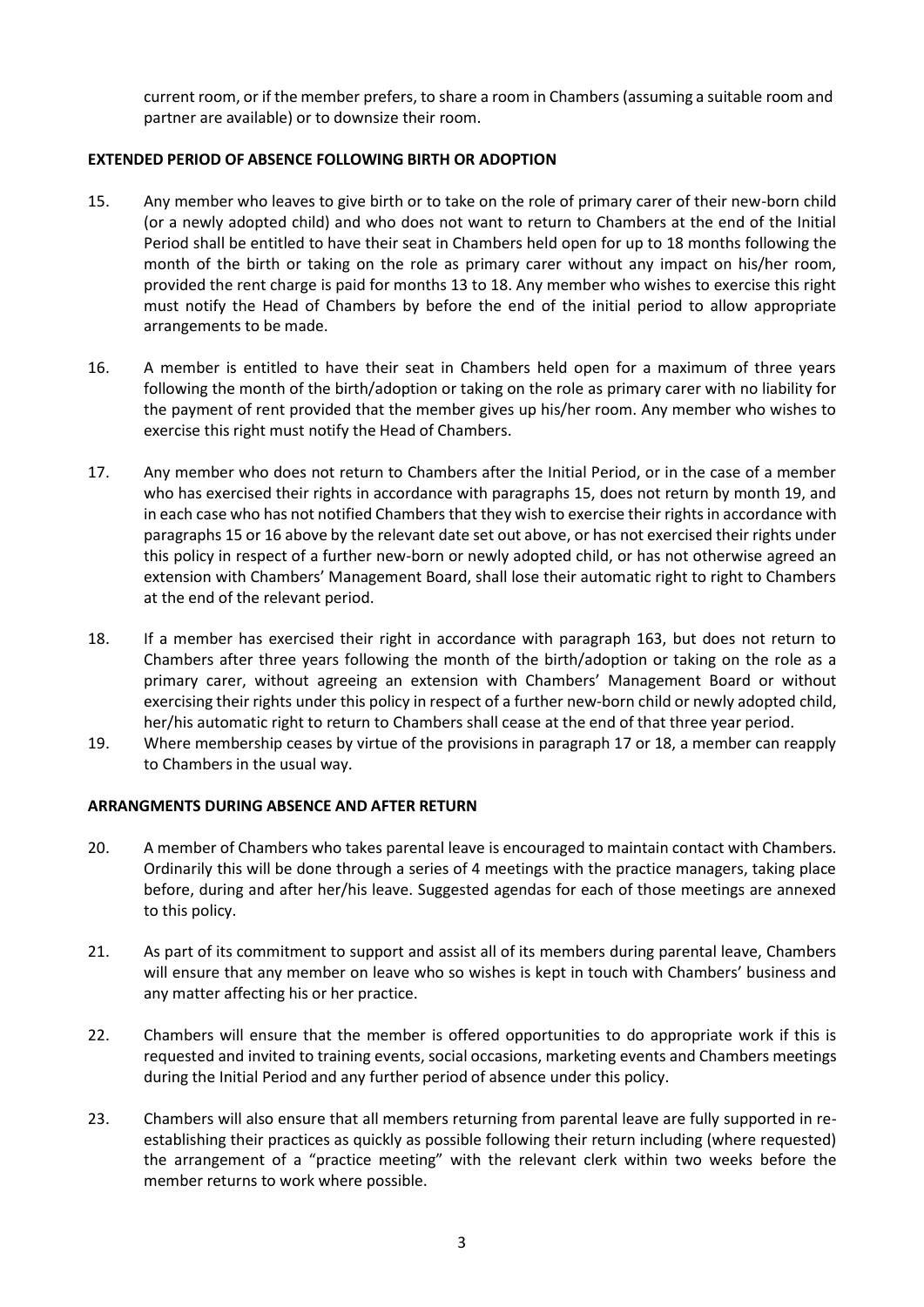current room, or if the member prefers, to share a room in Chambers (assuming a suitable room and partner are available) or to downsize their room.

**EXTENDED PERIOD OF ABSENCE FOLLOWING BIRTH OR ADOPTION**

15. Any member who leaves to give birth or to take on the role of primary carer of their new-born child (or a newly adopted child) and who does not want to return to Chambers at the end of the Initial Period shall be entitled to have their seat in Chambers held open for up to 18 months following the month of the birth or taking on the role as primary carer without any impact on his/her room, provided the rent charge is paid for months 13 to 18. Any member who wishes to exercise this right must notify the Head of Chambers by before the end of the initial period to allow appropriate arrangements to be made.

16. A member is entitled to have their seat in Chambers held open for a maximum of three years following the month of the birth/adoption or taking on the role as primary carer with no liability for the payment of rent provided that the member gives up his/her room. Any member who wishes to exercise this right must notify the Head of Chambers.

17. Any member who does not return to Chambers after the Initial Period, or in the case of a member who has exercised their rights in accordance with paragraphs 15, does not return by month 19, and in each case who has not notified Chambers that they wish to exercise their rights in accordance with paragraphs 15 or 16 above by the relevant date set out above, or has not exercised their rights under this policy in respect of a further new-born or newly adopted child, or has not otherwise agreed an extension with Chambers' Management Board, shall lose their automatic right to right to Chambers at the end of the relevant period.

18. If a member has exercised their right in accordance with paragraph 163, but does not return to Chambers after three years following the month of the birth/adoption or taking on the role as a primary carer, without agreeing an extension with Chambers' Management Board or without exercising their rights under this policy in respect of a further new-born child or newly adopted child, her/his automatic right to return to Chambers shall cease at the end of that three year period.

19. Where membership ceases by virtue of the provisions in paragraph 17 or 18, a member can reapply to Chambers in the usual way.

**ARRANGMENTS DURING ABSENCE AND AFTER RETURN**

20. A member of Chambers who takes parental leave is encouraged to maintain contact with Chambers. Ordinarily this will be done through a series of 4 meetings with the practice managers, taking place before, during and after her/his leave. Suggested agendas for each of those meetings are annexed to this policy.

21. As part of its commitment to support and assist all of its members during parental leave, Chambers will ensure that any member on leave who so wishes is kept in touch with Chambers' business and any matter affecting his or her practice.

22. Chambers will ensure that the member is offered opportunities to do appropriate work if this is requested and invited to training events, social occasions, marketing events and Chambers meetings during the Initial Period and any further period of absence under this policy.

23. Chambers will also ensure that all members returning from parental leave are fully supported in re-establishing their practices as quickly as possible following their return including (where requested) the arrangement of a "practice meeting" with the relevant clerk within two weeks before the member returns to work where possible.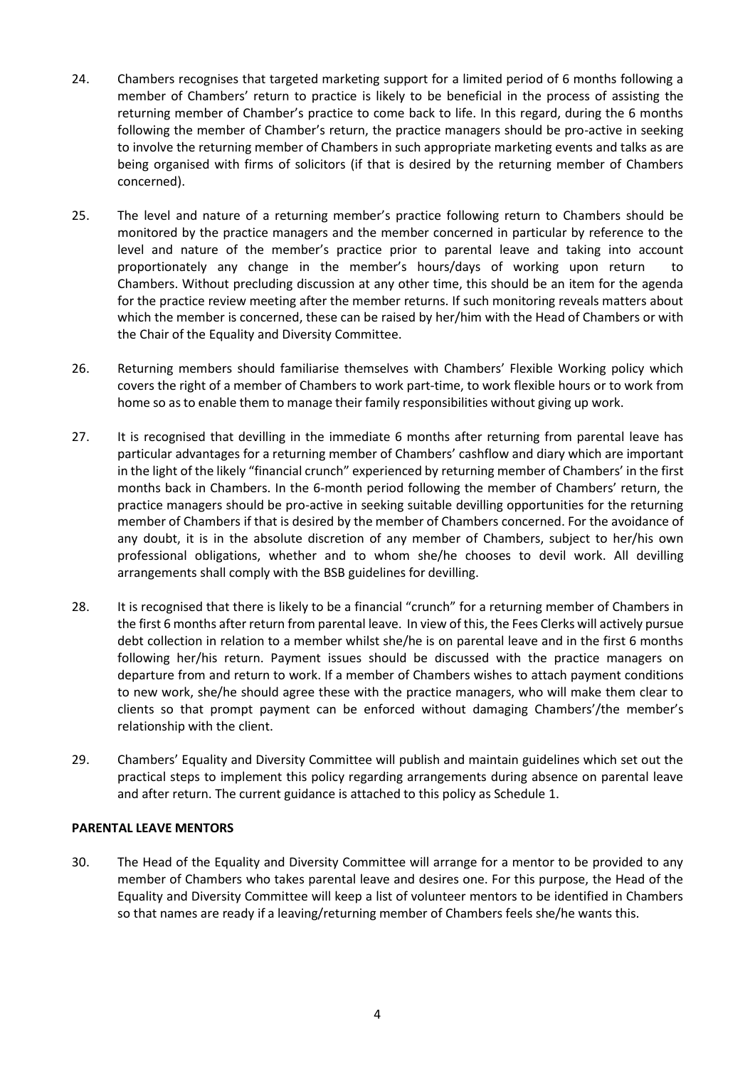24. Chambers recognises that targeted marketing support for a limited period of 6 months following a member of Chambers' return to practice is likely to be beneficial in the process of assisting the returning member of Chamber's practice to come back to life. In this regard, during the 6 months following the member of Chamber's return, the practice managers should be pro-active in seeking to involve the returning member of Chambers in such appropriate marketing events and talks as are being organised with firms of solicitors (if that is desired by the returning member of Chambers concerned).

25. The level and nature of a returning member's practice following return to Chambers should be monitored by the practice managers and the member concerned in particular by reference to the level and nature of the member's practice prior to parental leave and taking into account proportionately any change in the member's hours/days of working upon return to Chambers. Without precluding discussion at any other time, this should be an item for the agenda for the practice review meeting after the member returns. If such monitoring reveals matters about which the member is concerned, these can be raised by her/him with the Head of Chambers or with the Chair of the Equality and Diversity Committee.

26. Returning members should familiarise themselves with Chambers' Flexible Working policy which covers the right of a member of Chambers to work part-time, to work flexible hours or to work from home so as to enable them to manage their family responsibilities without giving up work.

27. It is recognised that devilling in the immediate 6 months after returning from parental leave has particular advantages for a returning member of Chambers' cashflow and diary which are important in the light of the likely "financial crunch" experienced by returning member of Chambers' in the first months back in Chambers. In the 6-month period following the member of Chambers' return, the practice managers should be pro-active in seeking suitable devilling opportunities for the returning member of Chambers if that is desired by the member of Chambers concerned. For the avoidance of any doubt, it is in the absolute discretion of any member of Chambers, subject to her/his own professional obligations, whether and to whom she/he chooses to devil work. All devilling arrangements shall comply with the BSB guidelines for devilling.

28. It is recognised that there is likely to be a financial "crunch" for a returning member of Chambers in the first 6 months after return from parental leave. In view of this, the Fees Clerks will actively pursue debt collection in relation to a member whilst she/he is on parental leave and in the first 6 months following her/his return. Payment issues should be discussed with the practice managers on departure from and return to work. If a member of Chambers wishes to attach payment conditions to new work, she/he should agree these with the practice managers, who will make them clear to clients so that prompt payment can be enforced without damaging Chambers'/the member's relationship with the client.

29. Chambers' Equality and Diversity Committee will publish and maintain guidelines which set out the practical steps to implement this policy regarding arrangements during absence on parental leave and after return. The current guidance is attached to this policy as Schedule 1.

**PARENTAL LEAVE MENTORS**

30. The Head of the Equality and Diversity Committee will arrange for a mentor to be provided to any member of Chambers who takes parental leave and desires one. For this purpose, the Head of the Equality and Diversity Committee will keep a list of volunteer mentors to be identified in Chambers so that names are ready if a leaving/returning member of Chambers feels she/he wants this.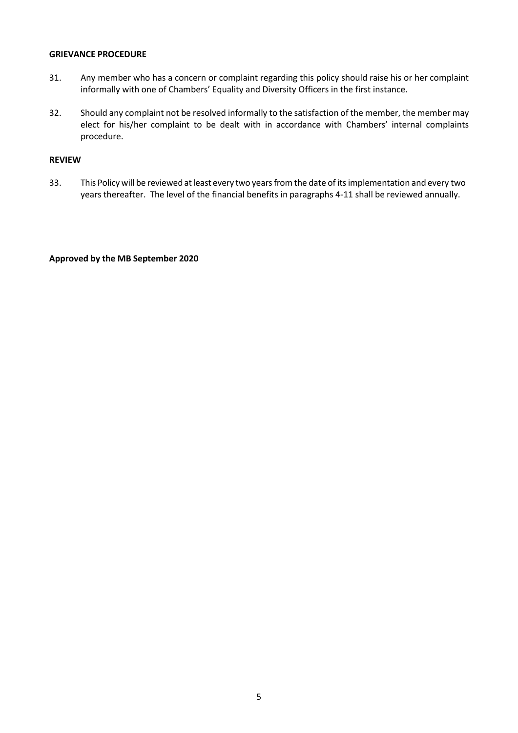**GRIEVANCE PROCEDURE**

31. Any member who has a concern or complaint regarding this policy should raise his or her complaint informally with one of Chambers' Equality and Diversity Officers in the first instance.

32. Should any complaint not be resolved informally to the satisfaction of the member, the member may elect for his/her complaint to be dealt with in accordance with Chambers' internal complaints procedure.

**REVIEW**

33. This Policy will be reviewed at least every two years from the date of its implementation and every two years thereafter. The level of the financial benefits in paragraphs 4-11 shall be reviewed annually.

**Approved by the MB September 2020**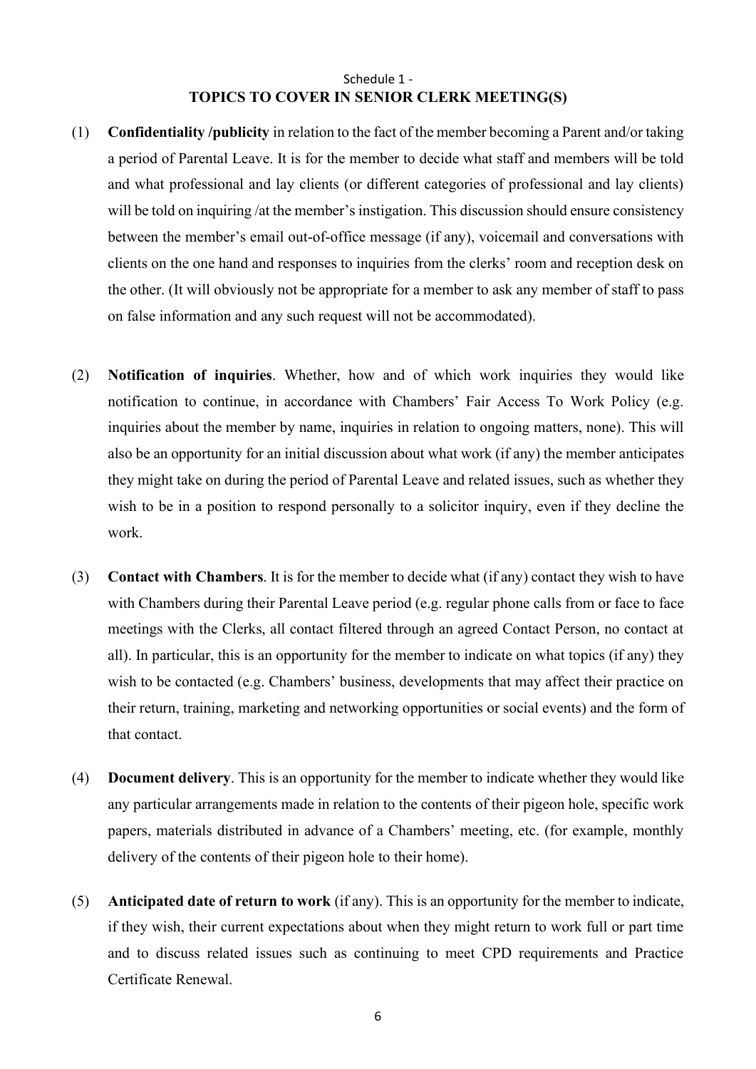## Schedule 1 -
## TOPICS TO COVER IN SENIOR CLERK MEETING(S)

(1) **Confidentiality /publicity** in relation to the fact of the member becoming a Parent and/or taking a period of Parental Leave. It is for the member to decide what staff and members will be told and what professional and lay clients (or different categories of professional and lay clients) will be told on inquiring /at the member's instigation. This discussion should ensure consistency between the member's email out-of-office message (if any), voicemail and conversations with clients on the one hand and responses to inquiries from the clerks' room and reception desk on the other. (It will obviously not be appropriate for a member to ask any member of staff to pass on false information and any such request will not be accommodated).

(2) **Notification of inquiries**. Whether, how and of which work inquiries they would like notification to continue, in accordance with Chambers' Fair Access To Work Policy (e.g. inquiries about the member by name, inquiries in relation to ongoing matters, none). This will also be an opportunity for an initial discussion about what work (if any) the member anticipates they might take on during the period of Parental Leave and related issues, such as whether they wish to be in a position to respond personally to a solicitor inquiry, even if they decline the work.

(3) **Contact with Chambers**. It is for the member to decide what (if any) contact they wish to have with Chambers during their Parental Leave period (e.g. regular phone calls from or face to face meetings with the Clerks, all contact filtered through an agreed Contact Person, no contact at all). In particular, this is an opportunity for the member to indicate on what topics (if any) they wish to be contacted (e.g. Chambers' business, developments that may affect their practice on their return, training, marketing and networking opportunities or social events) and the form of that contact.

(4) **Document delivery**. This is an opportunity for the member to indicate whether they would like any particular arrangements made in relation to the contents of their pigeon hole, specific work papers, materials distributed in advance of a Chambers' meeting, etc. (for example, monthly delivery of the contents of their pigeon hole to their home).

(5) **Anticipated date of return to work** (if any). This is an opportunity for the member to indicate, if they wish, their current expectations about when they might return to work full or part time and to discuss related issues such as continuing to meet CPD requirements and Practice Certificate Renewal.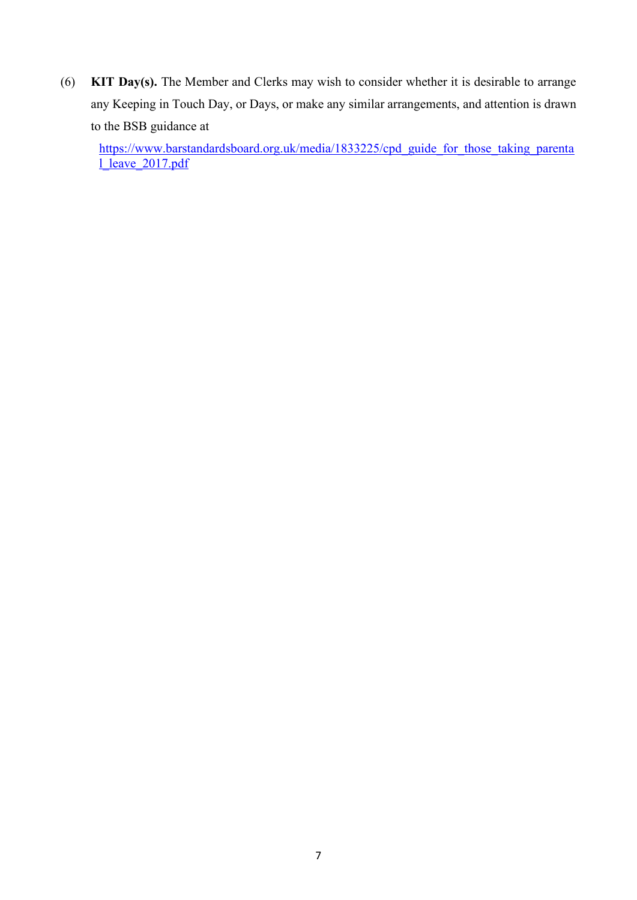(6) **KIT Day(s).** The Member and Clerks may wish to consider whether it is desirable to arrange any Keeping in Touch Day, or Days, or make any similar arrangements, and attention is drawn to the BSB guidance at

https://www.barstandardsboard.org.uk/media/1833225/cpd_guide_for_those_taking_parental_leave_2017.pdf